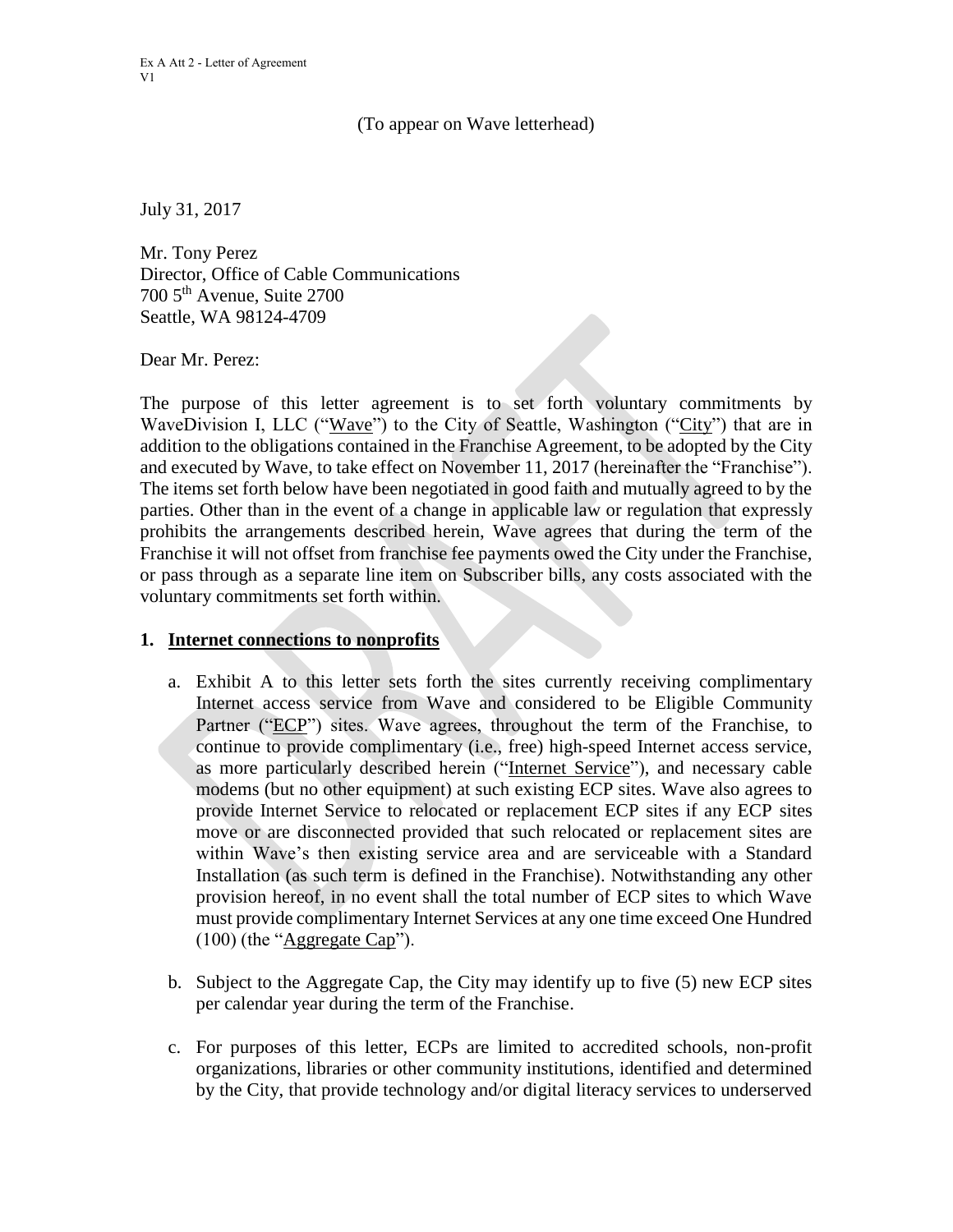Ex A Att 2 - Letter of Agreement
V1

(To appear on Wave letterhead)

July 31, 2017

Mr. Tony Perez
Director, Office of Cable Communications
700 5th Avenue, Suite 2700
Seattle, WA 98124-4709

Dear Mr. Perez:

The purpose of this letter agreement is to set forth voluntary commitments by WaveDivision I, LLC ("Wave") to the City of Seattle, Washington ("City") that are in addition to the obligations contained in the Franchise Agreement, to be adopted by the City and executed by Wave, to take effect on November 11, 2017 (hereinafter the "Franchise"). The items set forth below have been negotiated in good faith and mutually agreed to by the parties. Other than in the event of a change in applicable law or regulation that expressly prohibits the arrangements described herein, Wave agrees that during the term of the Franchise it will not offset from franchise fee payments owed the City under the Franchise, or pass through as a separate line item on Subscriber bills, any costs associated with the voluntary commitments set forth within.

## 1. Internet connections to nonprofits

a. Exhibit A to this letter sets forth the sites currently receiving complimentary Internet access service from Wave and considered to be Eligible Community Partner ("ECP") sites. Wave agrees, throughout the term of the Franchise, to continue to provide complimentary (i.e., free) high-speed Internet access service, as more particularly described herein ("Internet Service"), and necessary cable modems (but no other equipment) at such existing ECP sites. Wave also agrees to provide Internet Service to relocated or replacement ECP sites if any ECP sites move or are disconnected provided that such relocated or replacement sites are within Wave's then existing service area and are serviceable with a Standard Installation (as such term is defined in the Franchise). Notwithstanding any other provision hereof, in no event shall the total number of ECP sites to which Wave must provide complimentary Internet Services at any one time exceed One Hundred (100) (the "Aggregate Cap").

b. Subject to the Aggregate Cap, the City may identify up to five (5) new ECP sites per calendar year during the term of the Franchise.

c. For purposes of this letter, ECPs are limited to accredited schools, non-profit organizations, libraries or other community institutions, identified and determined by the City, that provide technology and/or digital literacy services to underserved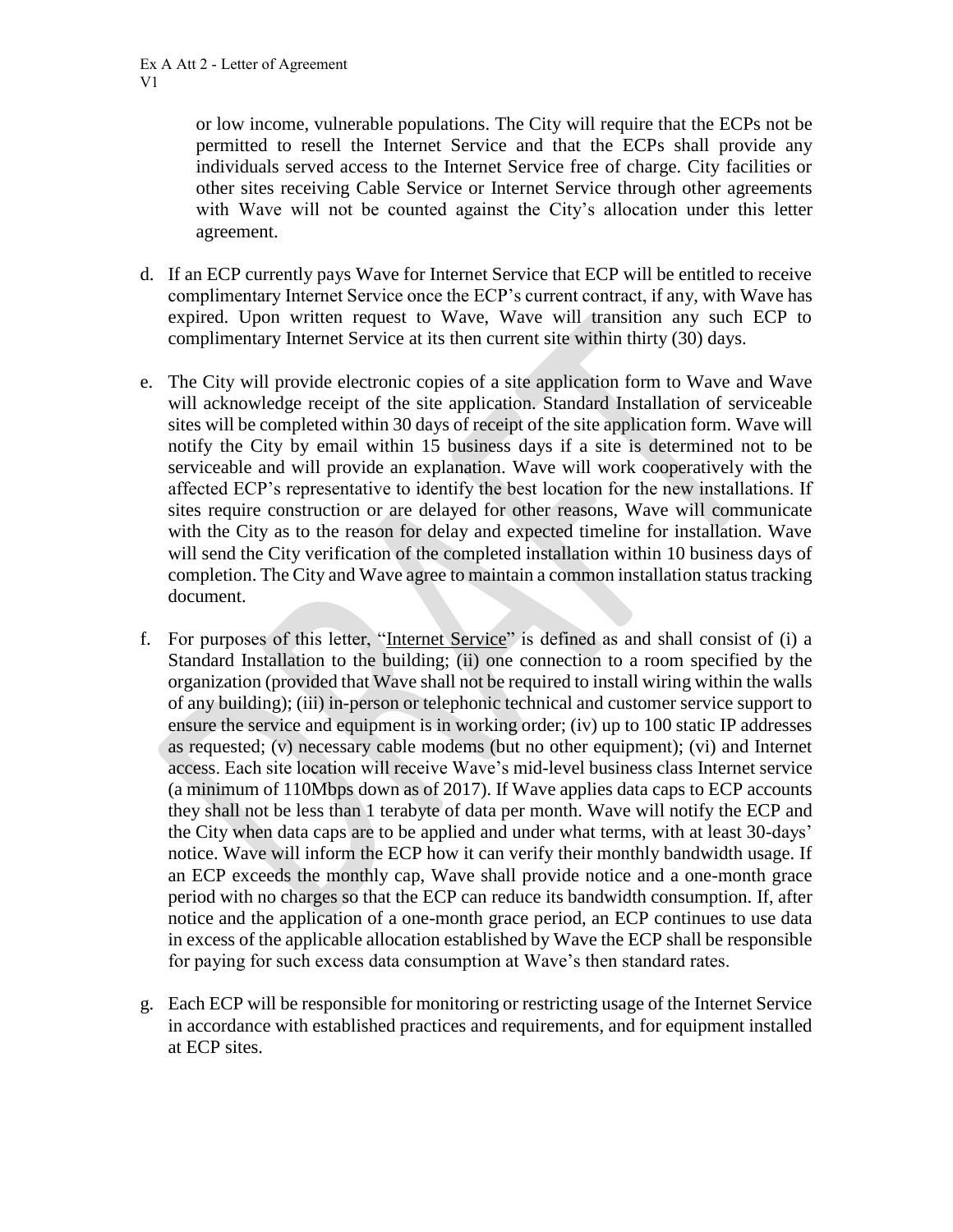or low income, vulnerable populations. The City will require that the ECPs not be permitted to resell the Internet Service and that the ECPs shall provide any individuals served access to the Internet Service free of charge. City facilities or other sites receiving Cable Service or Internet Service through other agreements with Wave will not be counted against the City's allocation under this letter agreement.

d. If an ECP currently pays Wave for Internet Service that ECP will be entitled to receive complimentary Internet Service once the ECP's current contract, if any, with Wave has expired. Upon written request to Wave, Wave will transition any such ECP to complimentary Internet Service at its then current site within thirty (30) days.

e. The City will provide electronic copies of a site application form to Wave and Wave will acknowledge receipt of the site application. Standard Installation of serviceable sites will be completed within 30 days of receipt of the site application form. Wave will notify the City by email within 15 business days if a site is determined not to be serviceable and will provide an explanation. Wave will work cooperatively with the affected ECP's representative to identify the best location for the new installations. If sites require construction or are delayed for other reasons, Wave will communicate with the City as to the reason for delay and expected timeline for installation. Wave will send the City verification of the completed installation within 10 business days of completion. The City and Wave agree to maintain a common installation status tracking document.

f. For purposes of this letter, "Internet Service" is defined as and shall consist of (i) a Standard Installation to the building; (ii) one connection to a room specified by the organization (provided that Wave shall not be required to install wiring within the walls of any building); (iii) in-person or telephonic technical and customer service support to ensure the service and equipment is in working order; (iv) up to 100 static IP addresses as requested; (v) necessary cable modems (but no other equipment); (vi) and Internet access. Each site location will receive Wave's mid-level business class Internet service (a minimum of 110Mbps down as of 2017). If Wave applies data caps to ECP accounts they shall not be less than 1 terabyte of data per month. Wave will notify the ECP and the City when data caps are to be applied and under what terms, with at least 30-days' notice. Wave will inform the ECP how it can verify their monthly bandwidth usage. If an ECP exceeds the monthly cap, Wave shall provide notice and a one-month grace period with no charges so that the ECP can reduce its bandwidth consumption. If, after notice and the application of a one-month grace period, an ECP continues to use data in excess of the applicable allocation established by Wave the ECP shall be responsible for paying for such excess data consumption at Wave's then standard rates.

g. Each ECP will be responsible for monitoring or restricting usage of the Internet Service in accordance with established practices and requirements, and for equipment installed at ECP sites.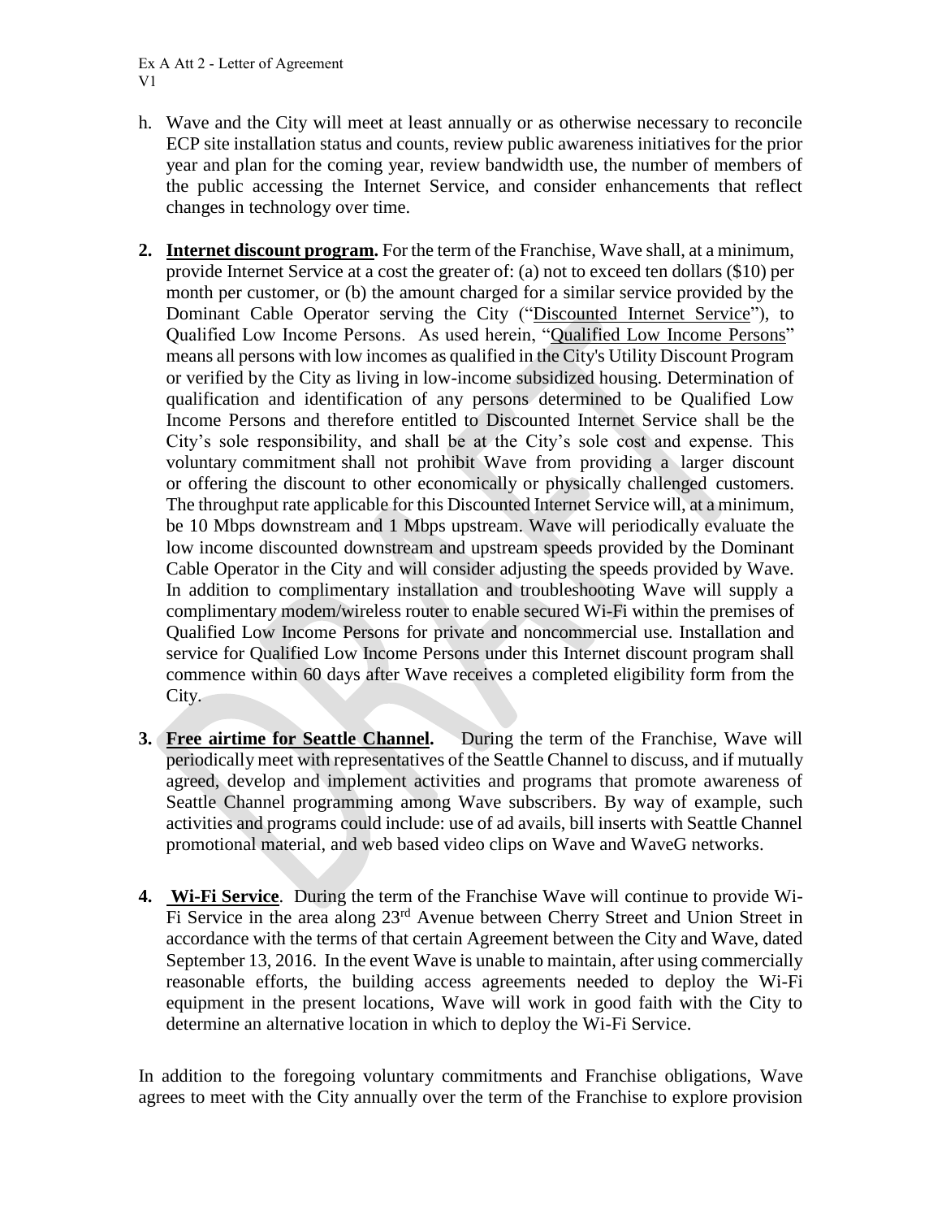h. Wave and the City will meet at least annually or as otherwise necessary to reconcile ECP site installation status and counts, review public awareness initiatives for the prior year and plan for the coming year, review bandwidth use, the number of members of the public accessing the Internet Service, and consider enhancements that reflect changes in technology over time.

2. **Internet discount program.** For the term of the Franchise, Wave shall, at a minimum, provide Internet Service at a cost the greater of: (a) not to exceed ten dollars ($10) per month per customer, or (b) the amount charged for a similar service provided by the Dominant Cable Operator serving the City ("Discounted Internet Service"), to Qualified Low Income Persons. As used herein, "Qualified Low Income Persons" means all persons with low incomes as qualified in the City's Utility Discount Program or verified by the City as living in low-income subsidized housing. Determination of qualification and identification of any persons determined to be Qualified Low Income Persons and therefore entitled to Discounted Internet Service shall be the City's sole responsibility, and shall be at the City's sole cost and expense. This voluntary commitment shall not prohibit Wave from providing a larger discount or offering the discount to other economically or physically challenged customers. The throughput rate applicable for this Discounted Internet Service will, at a minimum, be 10 Mbps downstream and 1 Mbps upstream. Wave will periodically evaluate the low income discounted downstream and upstream speeds provided by the Dominant Cable Operator in the City and will consider adjusting the speeds provided by Wave. In addition to complimentary installation and troubleshooting Wave will supply a complimentary modem/wireless router to enable secured Wi-Fi within the premises of Qualified Low Income Persons for private and noncommercial use. Installation and service for Qualified Low Income Persons under this Internet discount program shall commence within 60 days after Wave receives a completed eligibility form from the City.

3. **Free airtime for Seattle Channel.** During the term of the Franchise, Wave will periodically meet with representatives of the Seattle Channel to discuss, and if mutually agreed, develop and implement activities and programs that promote awareness of Seattle Channel programming among Wave subscribers. By way of example, such activities and programs could include: use of ad avails, bill inserts with Seattle Channel promotional material, and web based video clips on Wave and WaveG networks.

4. **Wi-Fi Service**. During the term of the Franchise Wave will continue to provide Wi-Fi Service in the area along 23rd Avenue between Cherry Street and Union Street in accordance with the terms of that certain Agreement between the City and Wave, dated September 13, 2016. In the event Wave is unable to maintain, after using commercially reasonable efforts, the building access agreements needed to deploy the Wi-Fi equipment in the present locations, Wave will work in good faith with the City to determine an alternative location in which to deploy the Wi-Fi Service.

In addition to the foregoing voluntary commitments and Franchise obligations, Wave agrees to meet with the City annually over the term of the Franchise to explore provision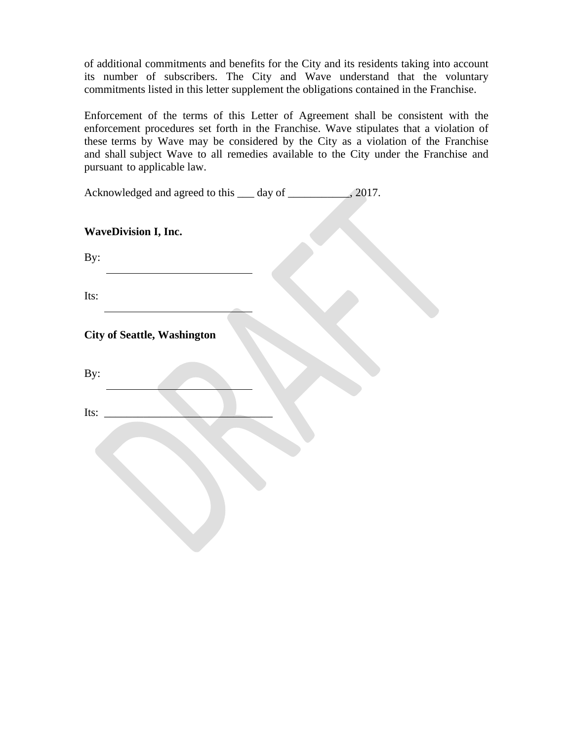of additional commitments and benefits for the City and its residents taking into account its number of subscribers. The City and Wave understand that the voluntary commitments listed in this letter supplement the obligations contained in the Franchise.

Enforcement of the terms of this Letter of Agreement shall be consistent with the enforcement procedures set forth in the Franchise. Wave stipulates that a violation of these terms by Wave may be considered by the City as a violation of the Franchise and shall subject Wave to all remedies available to the City under the Franchise and pursuant to applicable law.

Acknowledged and agreed to this ___ day of ___________, 2017.

**WaveDivision I, Inc.**

By: ___________________________

Its: ___________________________

**City of Seattle, Washington**

By: ___________________________

Its: ______________________________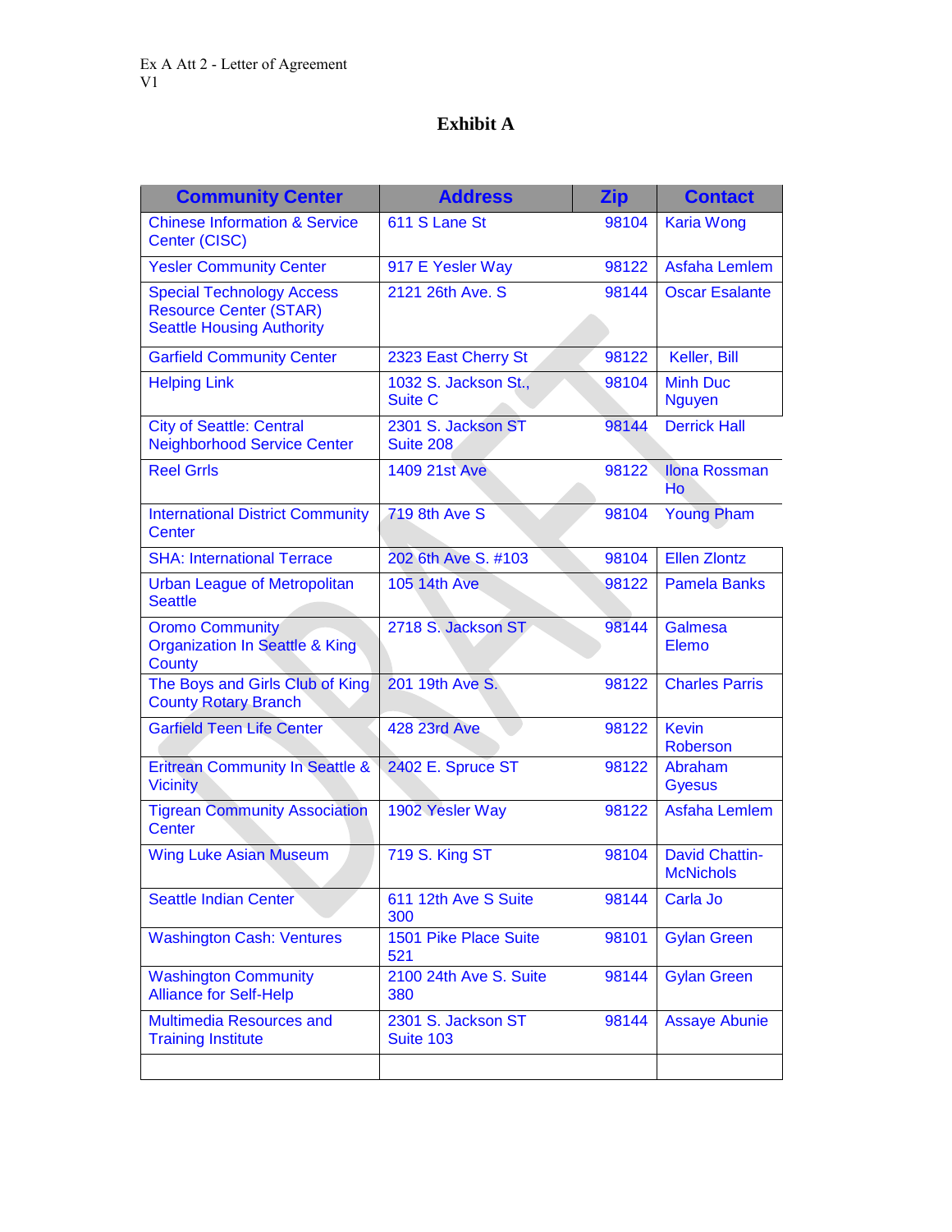Ex A Att 2 - Letter of Agreement
V1

# Exhibit A

| Community Center | Address | Zip | Contact |
|---|---|---|---|
| Chinese Information & Service Center (CISC) | 611 S Lane St | 98104 | Karia Wong |
| Yesler Community Center | 917 E Yesler Way | 98122 | Asfaha Lemlem |
| Special Technology Access Resource Center (STAR) Seattle Housing Authority | 2121 26th Ave. S | 98144 | Oscar Esalante |
| Garfield Community Center | 2323 East Cherry St | 98122 | Keller, Bill |
| Helping Link | 1032 S. Jackson St., Suite C | 98104 | Minh Duc Nguyen |
| City of Seattle: Central Neighborhood Service Center | 2301 S. Jackson ST Suite 208 | 98144 | Derrick Hall |
| Reel Grrls | 1409 21st Ave | 98122 | Ilona Rossman Ho |
| International District Community Center | 719 8th Ave S | 98104 | Young Pham |
| SHA: International Terrace | 202 6th Ave S. #103 | 98104 | Ellen Zlontz |
| Urban League of Metropolitan Seattle | 105 14th Ave | 98122 | Pamela Banks |
| Oromo Community Organization In Seattle & King County | 2718 S. Jackson ST | 98144 | Galmesa Elemo |
| The Boys and Girls Club of King County Rotary Branch | 201 19th Ave S. | 98122 | Charles Parris |
| Garfield Teen Life Center | 428 23rd Ave | 98122 | Kevin Roberson |
| Eritrean Community In Seattle & Vicinity | 2402 E. Spruce ST | 98122 | Abraham Gyesus |
| Tigrean Community Association Center | 1902 Yesler Way | 98122 | Asfaha Lemlem |
| Wing Luke Asian Museum | 719 S. King ST | 98104 | David Chattin-McNichols |
| Seattle Indian Center | 611 12th Ave S Suite 300 | 98144 | Carla Jo |
| Washington Cash: Ventures | 1501 Pike Place Suite 521 | 98101 | Gylan Green |
| Washington Community Alliance for Self-Help | 2100 24th Ave S. Suite 380 | 98144 | Gylan Green |
| Multimedia Resources and Training Institute | 2301 S. Jackson ST Suite 103 | 98144 | Assaye Abunie |
| | | | |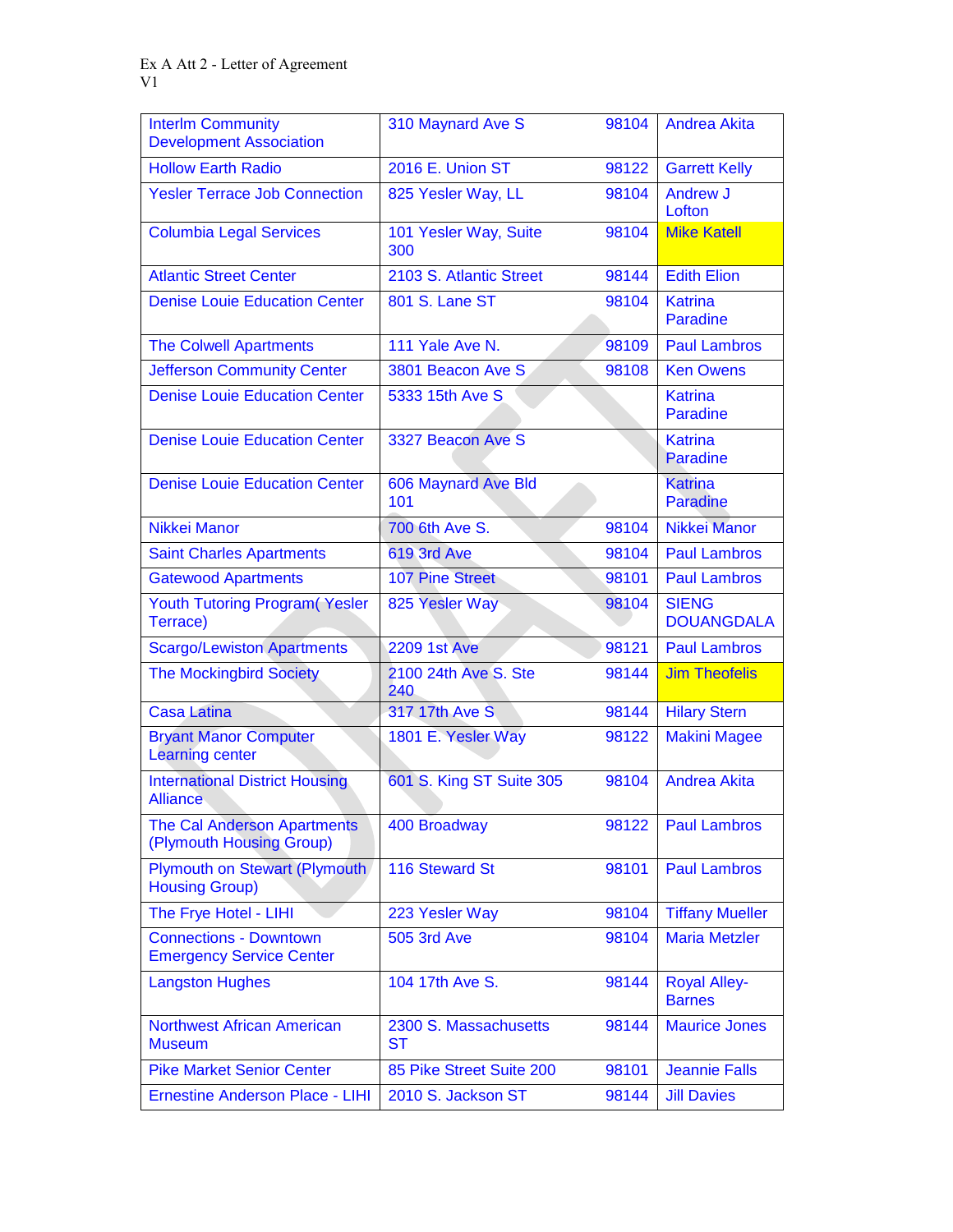Ex A Att 2 - Letter of Agreement
V1

| | | | |
|---|---|---|---|
| Interlm Community Development Association | 310 Maynard Ave S | 98104 | Andrea Akita |
| Hollow Earth Radio | 2016 E. Union ST | 98122 | Garrett Kelly |
| Yesler Terrace Job Connection | 825 Yesler Way, LL | 98104 | Andrew J Lofton |
| Columbia Legal Services | 101 Yesler Way, Suite 300 | 98104 | Mike Katell |
| Atlantic Street Center | 2103 S. Atlantic Street | 98144 | Edith Elion |
| Denise Louie Education Center | 801 S. Lane ST | 98104 | Katrina Paradine |
| The Colwell Apartments | 111 Yale Ave N. | 98109 | Paul Lambros |
| Jefferson Community Center | 3801 Beacon Ave S | 98108 | Ken Owens |
| Denise Louie Education Center | 5333 15th Ave S | | Katrina Paradine |
| Denise Louie Education Center | 3327 Beacon Ave S | | Katrina Paradine |
| Denise Louie Education Center | 606 Maynard Ave Bld 101 | | Katrina Paradine |
| Nikkei Manor | 700 6th Ave S. | 98104 | Nikkei Manor |
| Saint Charles Apartments | 619 3rd Ave | 98104 | Paul Lambros |
| Gatewood Apartments | 107 Pine Street | 98101 | Paul Lambros |
| Youth Tutoring Program( Yesler Terrace) | 825 Yesler Way | 98104 | SIENG DOUANGDALA |
| Scargo/Lewiston Apartments | 2209 1st Ave | 98121 | Paul Lambros |
| The Mockingbird Society | 2100 24th Ave S. Ste 240 | 98144 | Jim Theofelis |
| Casa Latina | 317 17th Ave S | 98144 | Hilary Stern |
| Bryant Manor Computer Learning center | 1801 E. Yesler Way | 98122 | Makini Magee |
| International District Housing Alliance | 601 S. King ST Suite 305 | 98104 | Andrea Akita |
| The Cal Anderson Apartments (Plymouth Housing Group) | 400 Broadway | 98122 | Paul Lambros |
| Plymouth on Stewart (Plymouth Housing Group) | 116 Steward St | 98101 | Paul Lambros |
| The Frye Hotel - LIHI | 223 Yesler Way | 98104 | Tiffany Mueller |
| Connections - Downtown Emergency Service Center | 505 3rd Ave | 98104 | Maria Metzler |
| Langston Hughes | 104 17th Ave S. | 98144 | Royal Alley-Barnes |
| Northwest African American Museum | 2300 S. Massachusetts ST | 98144 | Maurice Jones |
| Pike Market Senior Center | 85 Pike Street Suite 200 | 98101 | Jeannie Falls |
| Ernestine Anderson Place - LIHI | 2010 S. Jackson ST | 98144 | Jill Davies |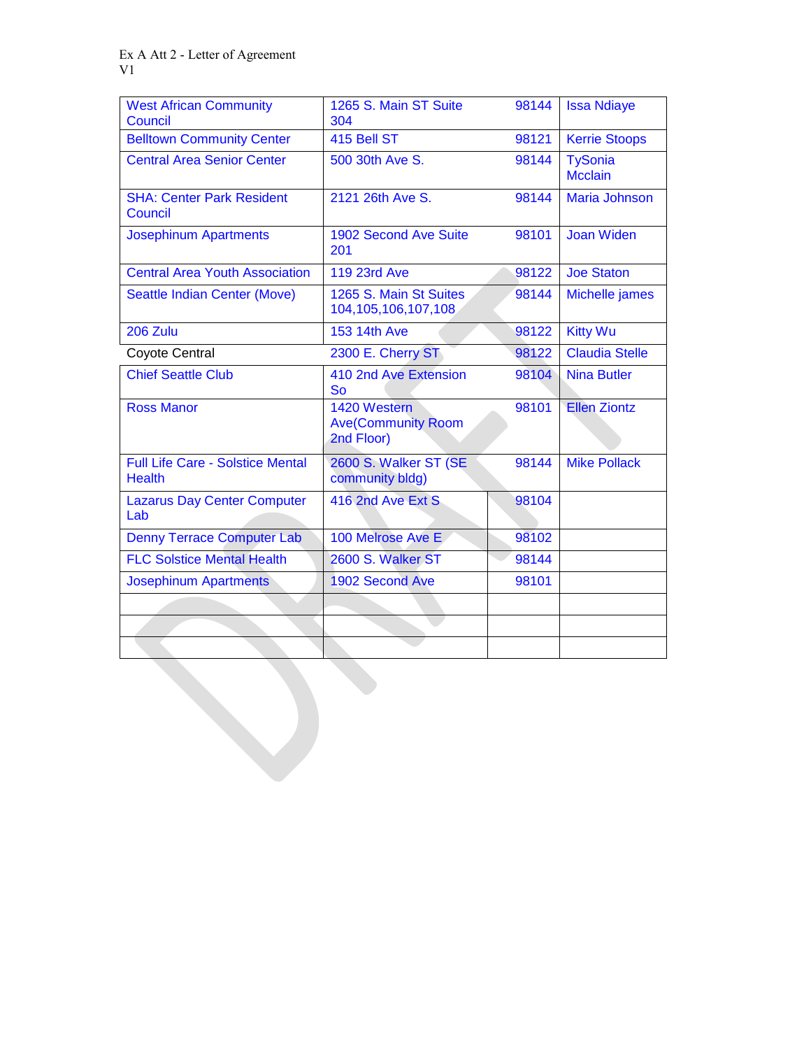| | | | |
|---|---|---|---|
| West African Community Council | 1265 S. Main ST Suite 304 | 98144 | Issa Ndiaye |
| Belltown Community Center | 415 Bell ST | 98121 | Kerrie Stoops |
| Central Area Senior Center | 500 30th Ave S. | 98144 | TySonia Mcclain |
| SHA: Center Park Resident Council | 2121 26th Ave S. | 98144 | Maria Johnson |
| Josephinum Apartments | 1902 Second Ave Suite 201 | 98101 | Joan Widen |
| Central Area Youth Association | 119 23rd Ave | 98122 | Joe Staton |
| Seattle Indian Center (Move) | 1265 S. Main St Suites 104,105,106,107,108 | 98144 | Michelle james |
| 206 Zulu | 153 14th Ave | 98122 | Kitty Wu |
| Coyote Central | 2300 E. Cherry ST | 98122 | Claudia Stelle |
| Chief Seattle Club | 410 2nd Ave Extension So | 98104 | Nina Butler |
| Ross Manor | 1420 Western Ave(Community Room 2nd Floor) | 98101 | Ellen Ziontz |
| Full Life Care - Solstice Mental Health | 2600 S. Walker ST (SE community bldg) | 98144 | Mike Pollack |
| Lazarus Day Center Computer Lab | 416 2nd Ave Ext S | 98104 | |
| Denny Terrace Computer Lab | 100 Melrose Ave E | 98102 | |
| FLC Solstice Mental Health | 2600 S. Walker ST | 98144 | |
| Josephinum Apartments | 1902 Second Ave | 98101 | |
| | | | |
| | | | |
| | | | |